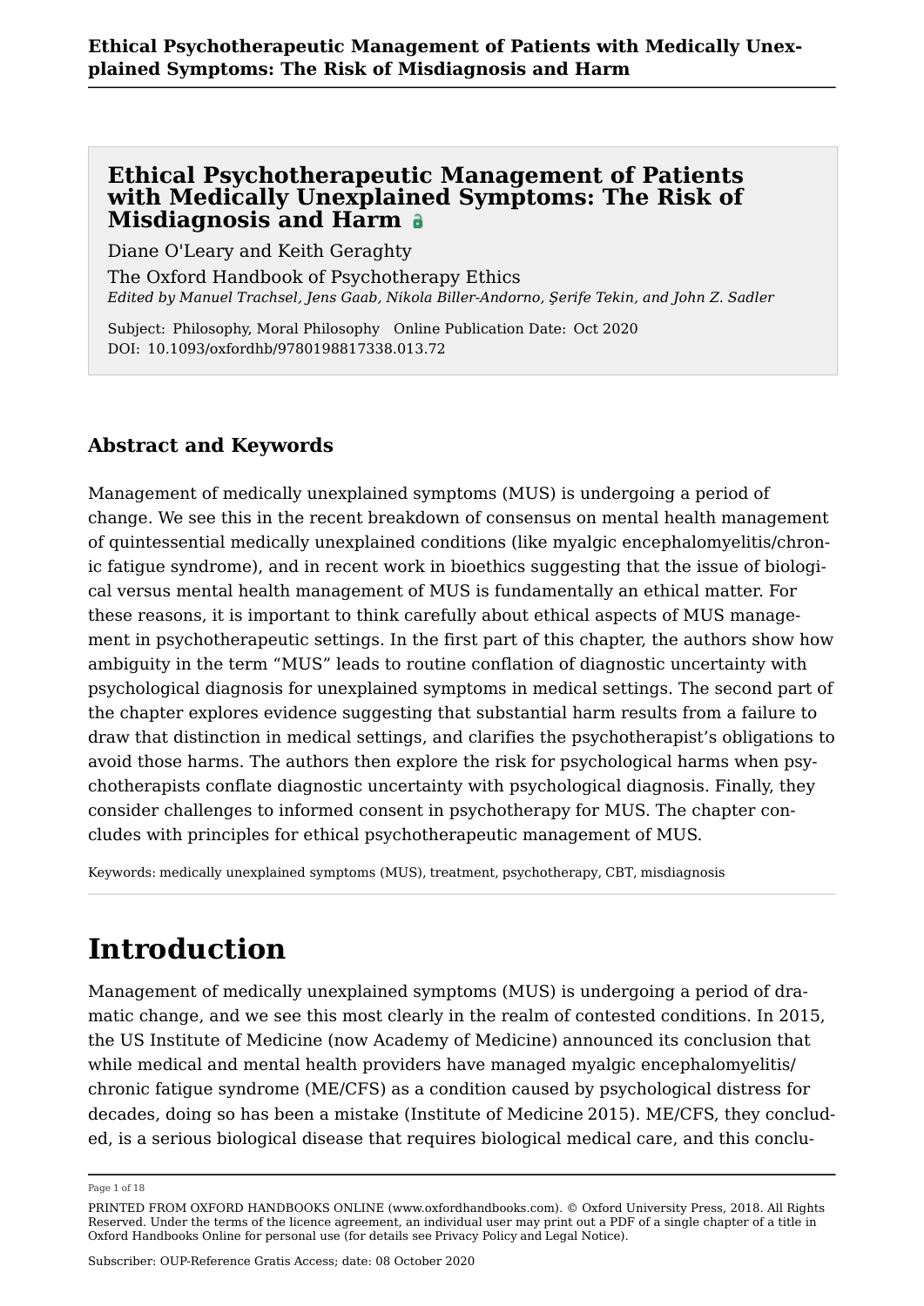# Ethical Psychotherapeutic Management of Patients with Medically Unexplained Symptoms: The Risk of Misdiagnosis and Harm

Diane O'Leary and Keith Geraghty

The Oxford Handbook of Psychotherapy Ethics

*Edited by Manuel Trachsel, Jens Gaab, Nikola Biller-Andorno, Şerife Tekin, and John Z. Sadler*

Subject: Philosophy, Moral Philosophy Online Publication Date: Oct 2020
DOI: 10.1093/oxfordhb/9780198817338.013.72

## Abstract and Keywords

Management of medically unexplained symptoms (MUS) is undergoing a period of change. We see this in the recent breakdown of consensus on mental health management of quintessential medically unexplained conditions (like myalgic encephalomyelitis/chronic fatigue syndrome), and in recent work in bioethics suggesting that the issue of biological versus mental health management of MUS is fundamentally an ethical matter. For these reasons, it is important to think carefully about ethical aspects of MUS management in psychotherapeutic settings. In the first part of this chapter, the authors show how ambiguity in the term "MUS" leads to routine conflation of diagnostic uncertainty with psychological diagnosis for unexplained symptoms in medical settings. The second part of the chapter explores evidence suggesting that substantial harm results from a failure to draw that distinction in medical settings, and clarifies the psychotherapist's obligations to avoid those harms. The authors then explore the risk for psychological harms when psychotherapists conflate diagnostic uncertainty with psychological diagnosis. Finally, they consider challenges to informed consent in psychotherapy for MUS. The chapter concludes with principles for ethical psychotherapeutic management of MUS.

Keywords: medically unexplained symptoms (MUS), treatment, psychotherapy, CBT, misdiagnosis

# Introduction

Management of medically unexplained symptoms (MUS) is undergoing a period of dramatic change, and we see this most clearly in the realm of contested conditions. In 2015, the US Institute of Medicine (now Academy of Medicine) announced its conclusion that while medical and mental health providers have managed myalgic encephalomyelitis/chronic fatigue syndrome (ME/CFS) as a condition caused by psychological distress for decades, doing so has been a mistake (Institute of Medicine 2015). ME/CFS, they concluded, is a serious biological disease that requires biological medical care, and this conclu-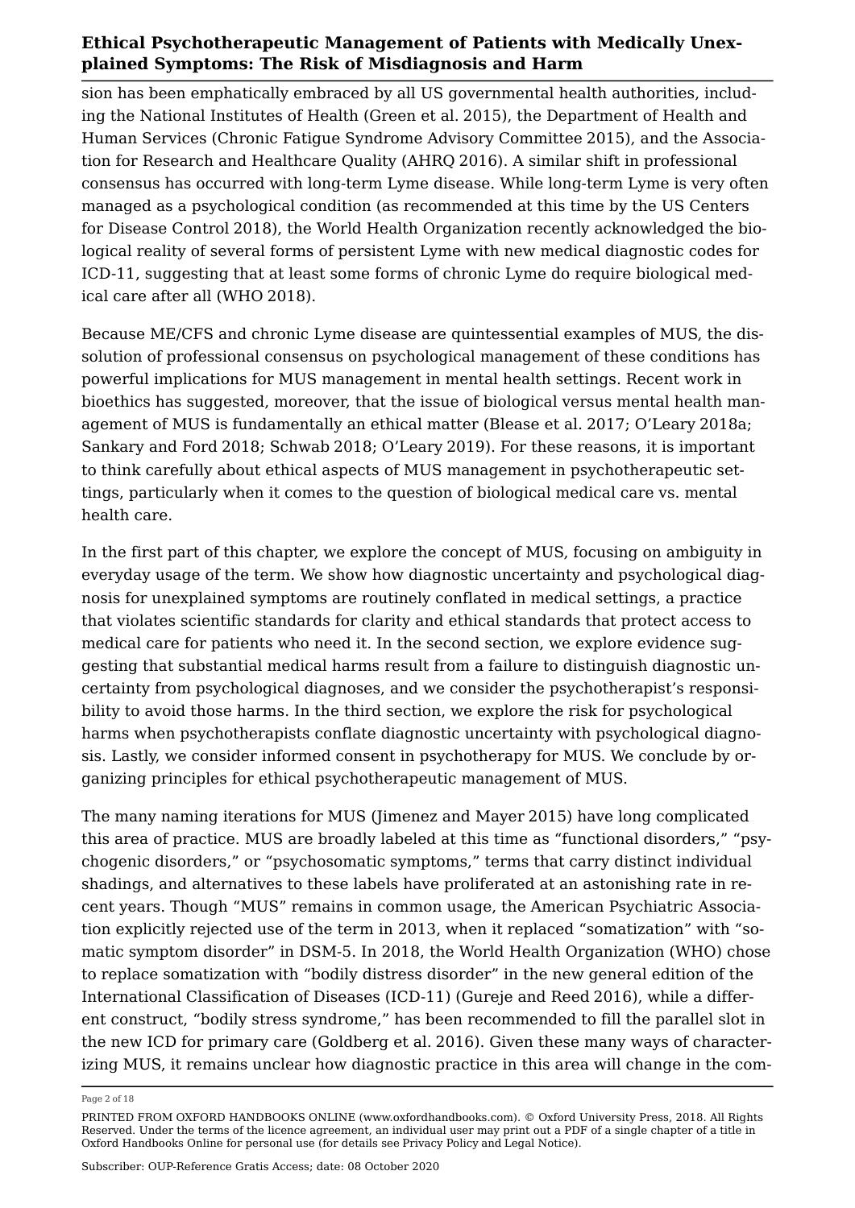sion has been emphatically embraced by all US governmental health authorities, including the National Institutes of Health (Green et al. 2015), the Department of Health and Human Services (Chronic Fatigue Syndrome Advisory Committee 2015), and the Association for Research and Healthcare Quality (AHRQ 2016). A similar shift in professional consensus has occurred with long-term Lyme disease. While long-term Lyme is very often managed as a psychological condition (as recommended at this time by the US Centers for Disease Control 2018), the World Health Organization recently acknowledged the biological reality of several forms of persistent Lyme with new medical diagnostic codes for ICD-11, suggesting that at least some forms of chronic Lyme do require biological medical care after all (WHO 2018).

Because ME/CFS and chronic Lyme disease are quintessential examples of MUS, the dissolution of professional consensus on psychological management of these conditions has powerful implications for MUS management in mental health settings. Recent work in bioethics has suggested, moreover, that the issue of biological versus mental health management of MUS is fundamentally an ethical matter (Blease et al. 2017; O'Leary 2018a; Sankary and Ford 2018; Schwab 2018; O'Leary 2019). For these reasons, it is important to think carefully about ethical aspects of MUS management in psychotherapeutic settings, particularly when it comes to the question of biological medical care vs. mental health care.

In the first part of this chapter, we explore the concept of MUS, focusing on ambiguity in everyday usage of the term. We show how diagnostic uncertainty and psychological diagnosis for unexplained symptoms are routinely conflated in medical settings, a practice that violates scientific standards for clarity and ethical standards that protect access to medical care for patients who need it. In the second section, we explore evidence suggesting that substantial medical harms result from a failure to distinguish diagnostic uncertainty from psychological diagnoses, and we consider the psychotherapist's responsibility to avoid those harms. In the third section, we explore the risk for psychological harms when psychotherapists conflate diagnostic uncertainty with psychological diagnosis. Lastly, we consider informed consent in psychotherapy for MUS. We conclude by organizing principles for ethical psychotherapeutic management of MUS.

The many naming iterations for MUS (Jimenez and Mayer 2015) have long complicated this area of practice. MUS are broadly labeled at this time as "functional disorders," "psychogenic disorders," or "psychosomatic symptoms," terms that carry distinct individual shadings, and alternatives to these labels have proliferated at an astonishing rate in recent years. Though "MUS" remains in common usage, the American Psychiatric Association explicitly rejected use of the term in 2013, when it replaced "somatization" with "somatic symptom disorder" in DSM-5. In 2018, the World Health Organization (WHO) chose to replace somatization with "bodily distress disorder" in the new general edition of the International Classification of Diseases (ICD-11) (Gureje and Reed 2016), while a different construct, "bodily stress syndrome," has been recommended to fill the parallel slot in the new ICD for primary care (Goldberg et al. 2016). Given these many ways of characterizing MUS, it remains unclear how diagnostic practice in this area will change in the com-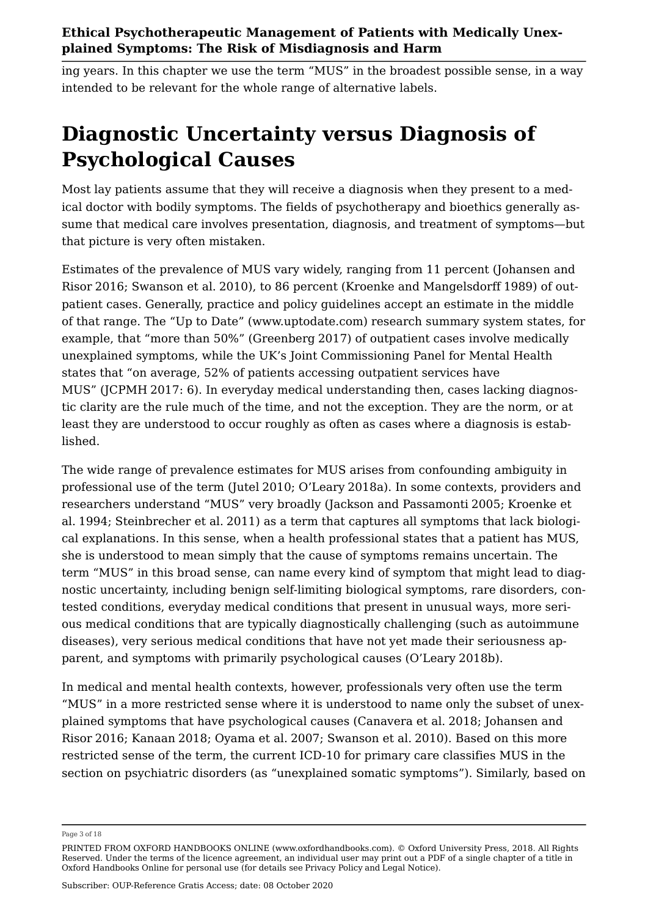ing years. In this chapter we use the term "MUS" in the broadest possible sense, in a way intended to be relevant for the whole range of alternative labels.

# Diagnostic Uncertainty versus Diagnosis of Psychological Causes

Most lay patients assume that they will receive a diagnosis when they present to a medical doctor with bodily symptoms. The fields of psychotherapy and bioethics generally assume that medical care involves presentation, diagnosis, and treatment of symptoms—but that picture is very often mistaken.

Estimates of the prevalence of MUS vary widely, ranging from 11 percent (Johansen and Risor 2016; Swanson et al. 2010), to 86 percent (Kroenke and Mangelsdorff 1989) of outpatient cases. Generally, practice and policy guidelines accept an estimate in the middle of that range. The "Up to Date" (www.uptodate.com) research summary system states, for example, that "more than 50%" (Greenberg 2017) of outpatient cases involve medically unexplained symptoms, while the UK's Joint Commissioning Panel for Mental Health states that "on average, 52% of patients accessing outpatient services have MUS" (JCPMH 2017: 6). In everyday medical understanding then, cases lacking diagnostic clarity are the rule much of the time, and not the exception. They are the norm, or at least they are understood to occur roughly as often as cases where a diagnosis is established.

The wide range of prevalence estimates for MUS arises from confounding ambiguity in professional use of the term (Jutel 2010; O'Leary 2018a). In some contexts, providers and researchers understand "MUS" very broadly (Jackson and Passamonti 2005; Kroenke et al. 1994; Steinbrecher et al. 2011) as a term that captures all symptoms that lack biological explanations. In this sense, when a health professional states that a patient has MUS, she is understood to mean simply that the cause of symptoms remains uncertain. The term "MUS" in this broad sense, can name every kind of symptom that might lead to diagnostic uncertainty, including benign self-limiting biological symptoms, rare disorders, contested conditions, everyday medical conditions that present in unusual ways, more serious medical conditions that are typically diagnostically challenging (such as autoimmune diseases), very serious medical conditions that have not yet made their seriousness apparent, and symptoms with primarily psychological causes (O'Leary 2018b).

In medical and mental health contexts, however, professionals very often use the term "MUS" in a more restricted sense where it is understood to name only the subset of unexplained symptoms that have psychological causes (Canavera et al. 2018; Johansen and Risor 2016; Kanaan 2018; Oyama et al. 2007; Swanson et al. 2010). Based on this more restricted sense of the term, the current ICD-10 for primary care classifies MUS in the section on psychiatric disorders (as "unexplained somatic symptoms"). Similarly, based on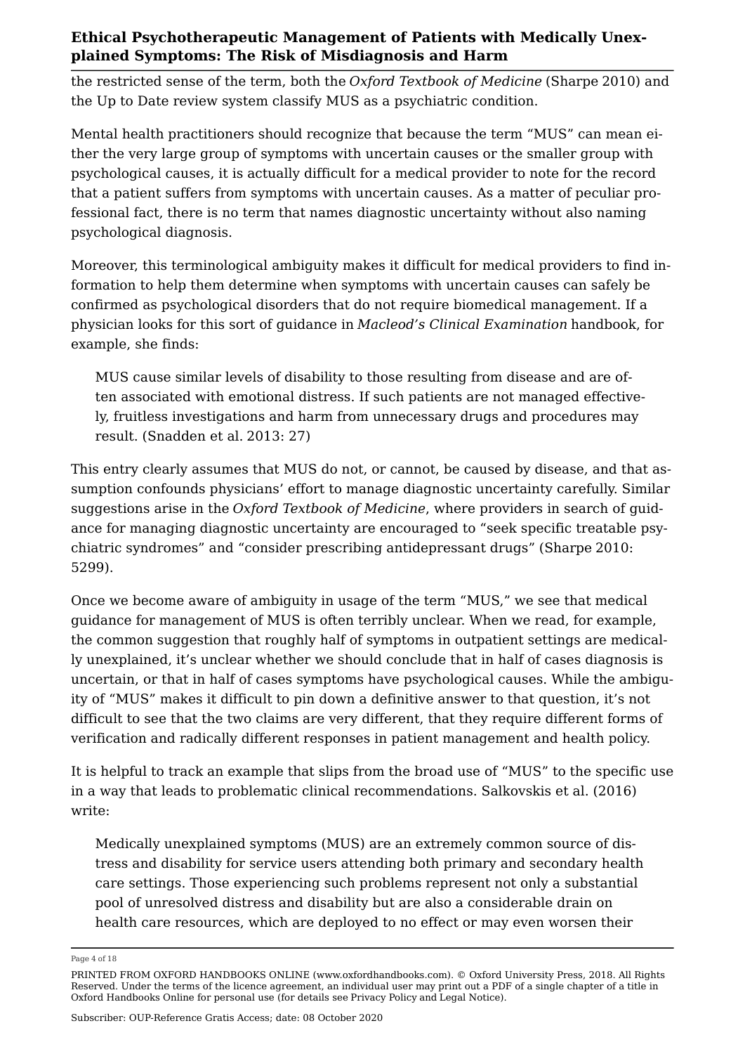the restricted sense of the term, both the *Oxford Textbook of Medicine* (Sharpe 2010) and the Up to Date review system classify MUS as a psychiatric condition.

Mental health practitioners should recognize that because the term “MUS” can mean either the very large group of symptoms with uncertain causes or the smaller group with psychological causes, it is actually difficult for a medical provider to note for the record that a patient suffers from symptoms with uncertain causes. As a matter of peculiar professional fact, there is no term that names diagnostic uncertainty without also naming psychological diagnosis.

Moreover, this terminological ambiguity makes it difficult for medical providers to find information to help them determine when symptoms with uncertain causes can safely be confirmed as psychological disorders that do not require biomedical management. If a physician looks for this sort of guidance in *Macleod's Clinical Examination* handbook, for example, she finds:

> MUS cause similar levels of disability to those resulting from disease and are often associated with emotional distress. If such patients are not managed effectively, fruitless investigations and harm from unnecessary drugs and procedures may result. (Snadden et al. 2013: 27)

This entry clearly assumes that MUS do not, or cannot, be caused by disease, and that assumption confounds physicians' effort to manage diagnostic uncertainty carefully. Similar suggestions arise in the *Oxford Textbook of Medicine*, where providers in search of guidance for managing diagnostic uncertainty are encouraged to “seek specific treatable psychiatric syndromes” and “consider prescribing antidepressant drugs” (Sharpe 2010: 5299).

Once we become aware of ambiguity in usage of the term “MUS,” we see that medical guidance for management of MUS is often terribly unclear. When we read, for example, the common suggestion that roughly half of symptoms in outpatient settings are medically unexplained, it's unclear whether we should conclude that in half of cases diagnosis is uncertain, or that in half of cases symptoms have psychological causes. While the ambiguity of “MUS” makes it difficult to pin down a definitive answer to that question, it's not difficult to see that the two claims are very different, that they require different forms of verification and radically different responses in patient management and health policy.

It is helpful to track an example that slips from the broad use of “MUS” to the specific use in a way that leads to problematic clinical recommendations. Salkovskis et al. (2016) write:

> Medically unexplained symptoms (MUS) are an extremely common source of distress and disability for service users attending both primary and secondary health care settings. Those experiencing such problems represent not only a substantial pool of unresolved distress and disability but are also a considerable drain on health care resources, which are deployed to no effect or may even worsen their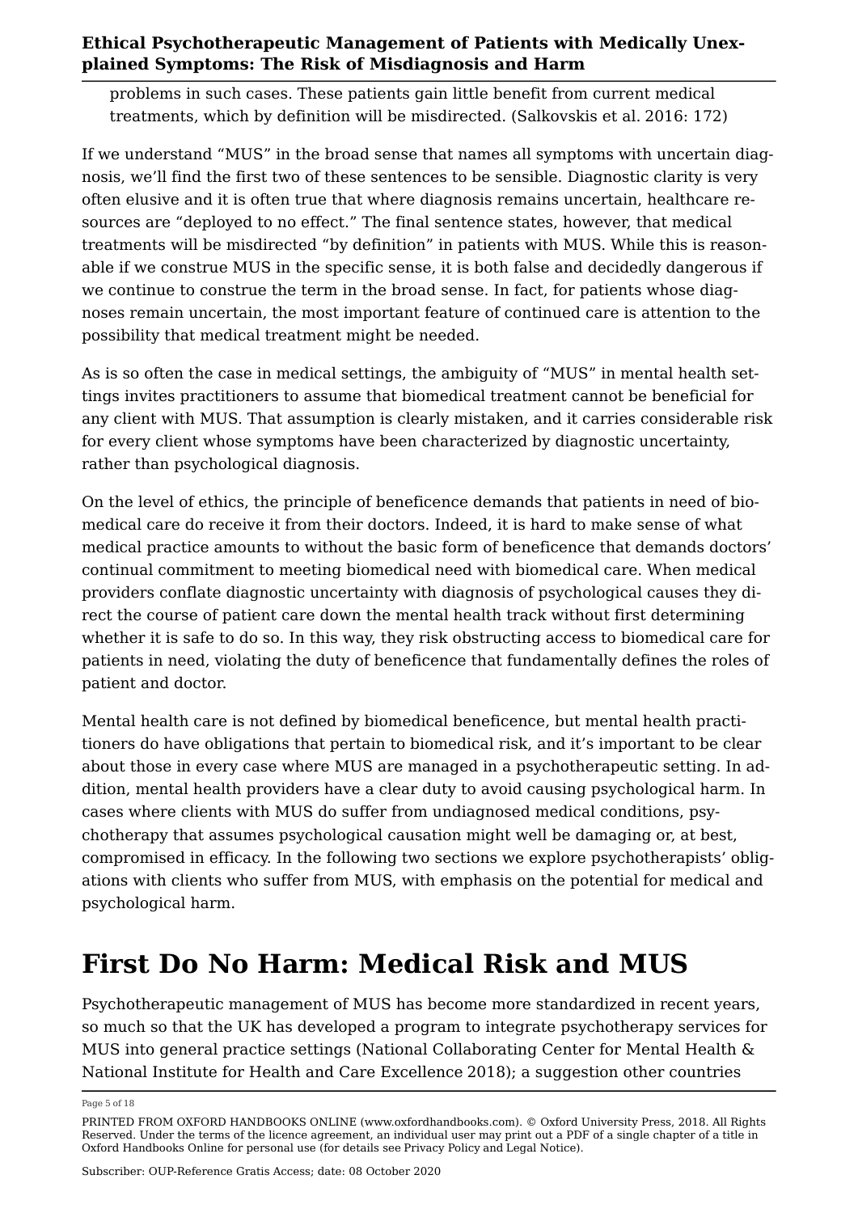problems in such cases. These patients gain little benefit from current medical treatments, which by definition will be misdirected. (Salkovskis et al. 2016: 172)

If we understand "MUS" in the broad sense that names all symptoms with uncertain diagnosis, we'll find the first two of these sentences to be sensible. Diagnostic clarity is very often elusive and it is often true that where diagnosis remains uncertain, healthcare resources are "deployed to no effect." The final sentence states, however, that medical treatments will be misdirected "by definition" in patients with MUS. While this is reasonable if we construe MUS in the specific sense, it is both false and decidedly dangerous if we continue to construe the term in the broad sense. In fact, for patients whose diagnoses remain uncertain, the most important feature of continued care is attention to the possibility that medical treatment might be needed.

As is so often the case in medical settings, the ambiguity of "MUS" in mental health settings invites practitioners to assume that biomedical treatment cannot be beneficial for any client with MUS. That assumption is clearly mistaken, and it carries considerable risk for every client whose symptoms have been characterized by diagnostic uncertainty, rather than psychological diagnosis.

On the level of ethics, the principle of beneficence demands that patients in need of biomedical care do receive it from their doctors. Indeed, it is hard to make sense of what medical practice amounts to without the basic form of beneficence that demands doctors' continual commitment to meeting biomedical need with biomedical care. When medical providers conflate diagnostic uncertainty with diagnosis of psychological causes they direct the course of patient care down the mental health track without first determining whether it is safe to do so. In this way, they risk obstructing access to biomedical care for patients in need, violating the duty of beneficence that fundamentally defines the roles of patient and doctor.

Mental health care is not defined by biomedical beneficence, but mental health practitioners do have obligations that pertain to biomedical risk, and it's important to be clear about those in every case where MUS are managed in a psychotherapeutic setting. In addition, mental health providers have a clear duty to avoid causing psychological harm. In cases where clients with MUS do suffer from undiagnosed medical conditions, psychotherapy that assumes psychological causation might well be damaging or, at best, compromised in efficacy. In the following two sections we explore psychotherapists' obligations with clients who suffer from MUS, with emphasis on the potential for medical and psychological harm.

# First Do No Harm: Medical Risk and MUS

Psychotherapeutic management of MUS has become more standardized in recent years, so much so that the UK has developed a program to integrate psychotherapy services for MUS into general practice settings (National Collaborating Center for Mental Health & National Institute for Health and Care Excellence 2018); a suggestion other countries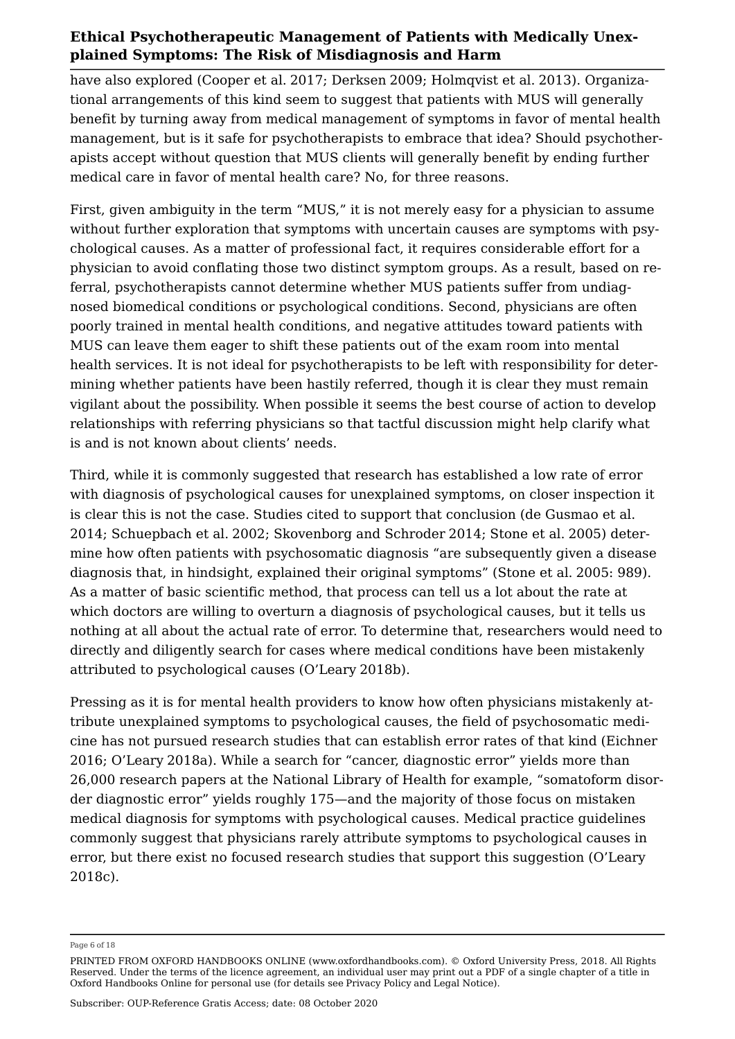have also explored (Cooper et al. 2017; Derksen 2009; Holmqvist et al. 2013). Organizational arrangements of this kind seem to suggest that patients with MUS will generally benefit by turning away from medical management of symptoms in favor of mental health management, but is it safe for psychotherapists to embrace that idea? Should psychotherapists accept without question that MUS clients will generally benefit by ending further medical care in favor of mental health care? No, for three reasons.

First, given ambiguity in the term “MUS,” it is not merely easy for a physician to assume without further exploration that symptoms with uncertain causes are symptoms with psychological causes. As a matter of professional fact, it requires considerable effort for a physician to avoid conflating those two distinct symptom groups. As a result, based on referral, psychotherapists cannot determine whether MUS patients suffer from undiagnosed biomedical conditions or psychological conditions. Second, physicians are often poorly trained in mental health conditions, and negative attitudes toward patients with MUS can leave them eager to shift these patients out of the exam room into mental health services. It is not ideal for psychotherapists to be left with responsibility for determining whether patients have been hastily referred, though it is clear they must remain vigilant about the possibility. When possible it seems the best course of action to develop relationships with referring physicians so that tactful discussion might help clarify what is and is not known about clients’ needs.

Third, while it is commonly suggested that research has established a low rate of error with diagnosis of psychological causes for unexplained symptoms, on closer inspection it is clear this is not the case. Studies cited to support that conclusion (de Gusmao et al. 2014; Schuepbach et al. 2002; Skovenborg and Schroder 2014; Stone et al. 2005) determine how often patients with psychosomatic diagnosis “are subsequently given a disease diagnosis that, in hindsight, explained their original symptoms” (Stone et al. 2005: 989). As a matter of basic scientific method, that process can tell us a lot about the rate at which doctors are willing to overturn a diagnosis of psychological causes, but it tells us nothing at all about the actual rate of error. To determine that, researchers would need to directly and diligently search for cases where medical conditions have been mistakenly attributed to psychological causes (O’Leary 2018b).

Pressing as it is for mental health providers to know how often physicians mistakenly attribute unexplained symptoms to psychological causes, the field of psychosomatic medicine has not pursued research studies that can establish error rates of that kind (Eichner 2016; O’Leary 2018a). While a search for “cancer, diagnostic error” yields more than 26,000 research papers at the National Library of Health for example, “somatoform disorder diagnostic error” yields roughly 175—and the majority of those focus on mistaken medical diagnosis for symptoms with psychological causes. Medical practice guidelines commonly suggest that physicians rarely attribute symptoms to psychological causes in error, but there exist no focused research studies that support this suggestion (O’Leary 2018c).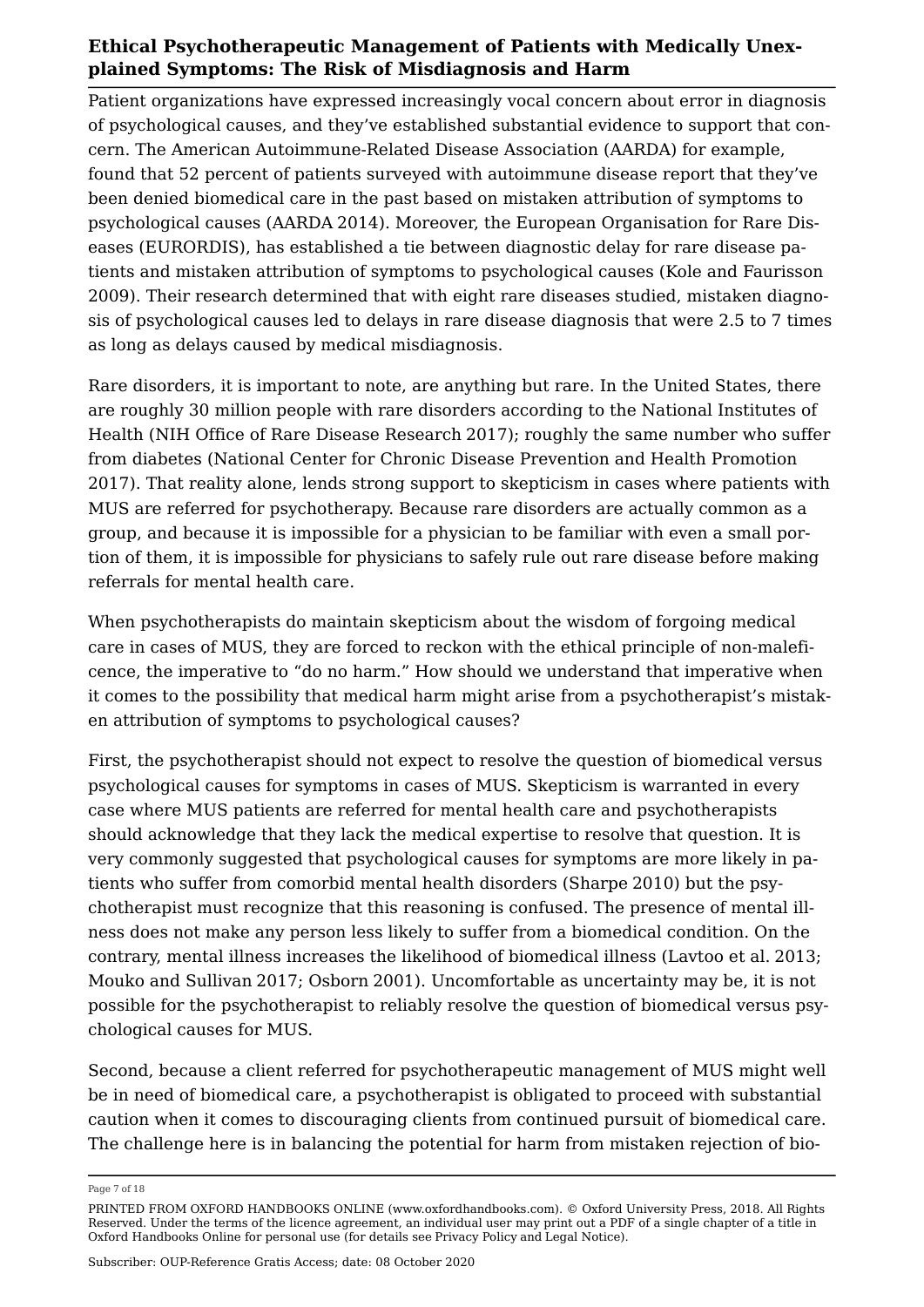Patient organizations have expressed increasingly vocal concern about error in diagnosis of psychological causes, and they've established substantial evidence to support that concern. The American Autoimmune-Related Disease Association (AARDA) for example, found that 52 percent of patients surveyed with autoimmune disease report that they've been denied biomedical care in the past based on mistaken attribution of symptoms to psychological causes (AARDA 2014). Moreover, the European Organisation for Rare Diseases (EURORDIS), has established a tie between diagnostic delay for rare disease patients and mistaken attribution of symptoms to psychological causes (Kole and Faurisson 2009). Their research determined that with eight rare diseases studied, mistaken diagnosis of psychological causes led to delays in rare disease diagnosis that were 2.5 to 7 times as long as delays caused by medical misdiagnosis.

Rare disorders, it is important to note, are anything but rare. In the United States, there are roughly 30 million people with rare disorders according to the National Institutes of Health (NIH Office of Rare Disease Research 2017); roughly the same number who suffer from diabetes (National Center for Chronic Disease Prevention and Health Promotion 2017). That reality alone, lends strong support to skepticism in cases where patients with MUS are referred for psychotherapy. Because rare disorders are actually common as a group, and because it is impossible for a physician to be familiar with even a small portion of them, it is impossible for physicians to safely rule out rare disease before making referrals for mental health care.

When psychotherapists do maintain skepticism about the wisdom of forgoing medical care in cases of MUS, they are forced to reckon with the ethical principle of non-maleficence, the imperative to "do no harm." How should we understand that imperative when it comes to the possibility that medical harm might arise from a psychotherapist's mistaken attribution of symptoms to psychological causes?

First, the psychotherapist should not expect to resolve the question of biomedical versus psychological causes for symptoms in cases of MUS. Skepticism is warranted in every case where MUS patients are referred for mental health care and psychotherapists should acknowledge that they lack the medical expertise to resolve that question. It is very commonly suggested that psychological causes for symptoms are more likely in patients who suffer from comorbid mental health disorders (Sharpe 2010) but the psychotherapist must recognize that this reasoning is confused. The presence of mental illness does not make any person less likely to suffer from a biomedical condition. On the contrary, mental illness increases the likelihood of biomedical illness (Lavtoo et al. 2013; Mouko and Sullivan 2017; Osborn 2001). Uncomfortable as uncertainty may be, it is not possible for the psychotherapist to reliably resolve the question of biomedical versus psychological causes for MUS.

Second, because a client referred for psychotherapeutic management of MUS might well be in need of biomedical care, a psychotherapist is obligated to proceed with substantial caution when it comes to discouraging clients from continued pursuit of biomedical care. The challenge here is in balancing the potential for harm from mistaken rejection of bio-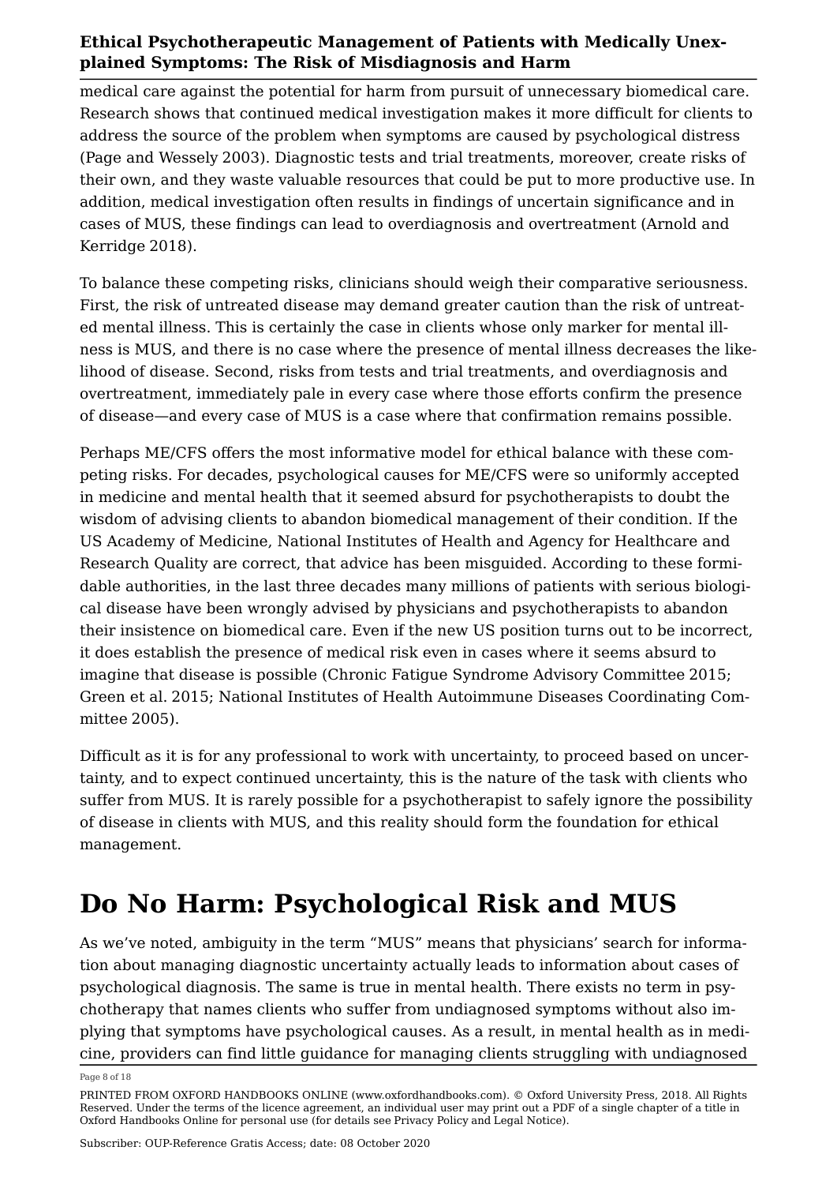medical care against the potential for harm from pursuit of unnecessary biomedical care. Research shows that continued medical investigation makes it more difficult for clients to address the source of the problem when symptoms are caused by psychological distress (Page and Wessely 2003). Diagnostic tests and trial treatments, moreover, create risks of their own, and they waste valuable resources that could be put to more productive use. In addition, medical investigation often results in findings of uncertain significance and in cases of MUS, these findings can lead to overdiagnosis and overtreatment (Arnold and Kerridge 2018).

To balance these competing risks, clinicians should weigh their comparative seriousness. First, the risk of untreated disease may demand greater caution than the risk of untreated mental illness. This is certainly the case in clients whose only marker for mental illness is MUS, and there is no case where the presence of mental illness decreases the likelihood of disease. Second, risks from tests and trial treatments, and overdiagnosis and overtreatment, immediately pale in every case where those efforts confirm the presence of disease—and every case of MUS is a case where that confirmation remains possible.

Perhaps ME/CFS offers the most informative model for ethical balance with these competing risks. For decades, psychological causes for ME/CFS were so uniformly accepted in medicine and mental health that it seemed absurd for psychotherapists to doubt the wisdom of advising clients to abandon biomedical management of their condition. If the US Academy of Medicine, National Institutes of Health and Agency for Healthcare and Research Quality are correct, that advice has been misguided. According to these formidable authorities, in the last three decades many millions of patients with serious biological disease have been wrongly advised by physicians and psychotherapists to abandon their insistence on biomedical care. Even if the new US position turns out to be incorrect, it does establish the presence of medical risk even in cases where it seems absurd to imagine that disease is possible (Chronic Fatigue Syndrome Advisory Committee 2015; Green et al. 2015; National Institutes of Health Autoimmune Diseases Coordinating Committee 2005).

Difficult as it is for any professional to work with uncertainty, to proceed based on uncertainty, and to expect continued uncertainty, this is the nature of the task with clients who suffer from MUS. It is rarely possible for a psychotherapist to safely ignore the possibility of disease in clients with MUS, and this reality should form the foundation for ethical management.

# Do No Harm: Psychological Risk and MUS

As we've noted, ambiguity in the term "MUS" means that physicians' search for information about managing diagnostic uncertainty actually leads to information about cases of psychological diagnosis. The same is true in mental health. There exists no term in psychotherapy that names clients who suffer from undiagnosed symptoms without also implying that symptoms have psychological causes. As a result, in mental health as in medicine, providers can find little guidance for managing clients struggling with undiagnosed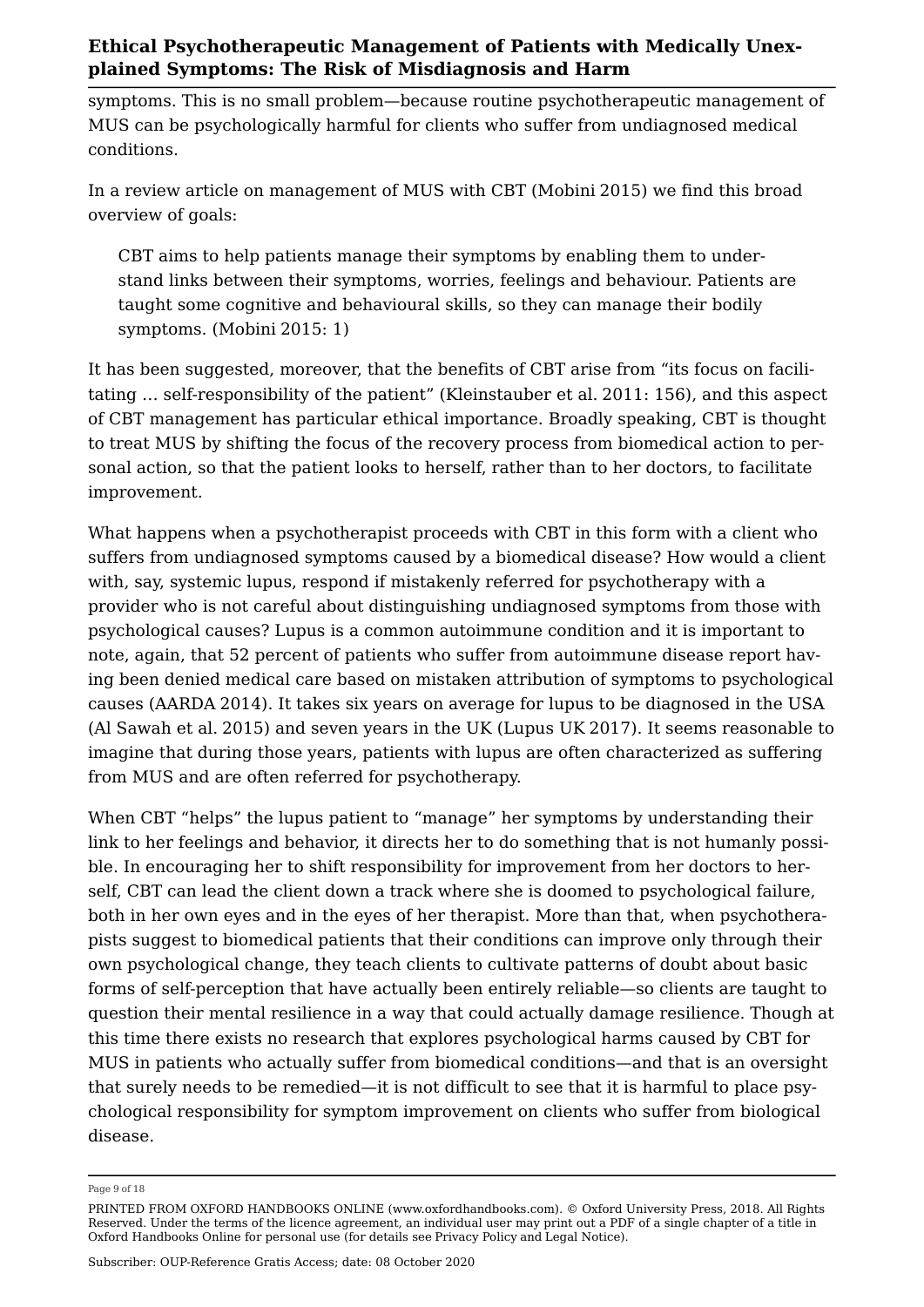symptoms. This is no small problem—because routine psychotherapeutic management of MUS can be psychologically harmful for clients who suffer from undiagnosed medical conditions.

In a review article on management of MUS with CBT (Mobini 2015) we find this broad overview of goals:

> CBT aims to help patients manage their symptoms by enabling them to understand links between their symptoms, worries, feelings and behaviour. Patients are taught some cognitive and behavioural skills, so they can manage their bodily symptoms. (Mobini 2015: 1)

It has been suggested, moreover, that the benefits of CBT arise from "its focus on facilitating … self-responsibility of the patient" (Kleinstauber et al. 2011: 156), and this aspect of CBT management has particular ethical importance. Broadly speaking, CBT is thought to treat MUS by shifting the focus of the recovery process from biomedical action to personal action, so that the patient looks to herself, rather than to her doctors, to facilitate improvement.

What happens when a psychotherapist proceeds with CBT in this form with a client who suffers from undiagnosed symptoms caused by a biomedical disease? How would a client with, say, systemic lupus, respond if mistakenly referred for psychotherapy with a provider who is not careful about distinguishing undiagnosed symptoms from those with psychological causes? Lupus is a common autoimmune condition and it is important to note, again, that 52 percent of patients who suffer from autoimmune disease report having been denied medical care based on mistaken attribution of symptoms to psychological causes (AARDA 2014). It takes six years on average for lupus to be diagnosed in the USA (Al Sawah et al. 2015) and seven years in the UK (Lupus UK 2017). It seems reasonable to imagine that during those years, patients with lupus are often characterized as suffering from MUS and are often referred for psychotherapy.

When CBT "helps" the lupus patient to "manage" her symptoms by understanding their link to her feelings and behavior, it directs her to do something that is not humanly possible. In encouraging her to shift responsibility for improvement from her doctors to herself, CBT can lead the client down a track where she is doomed to psychological failure, both in her own eyes and in the eyes of her therapist. More than that, when psychotherapists suggest to biomedical patients that their conditions can improve only through their own psychological change, they teach clients to cultivate patterns of doubt about basic forms of self-perception that have actually been entirely reliable—so clients are taught to question their mental resilience in a way that could actually damage resilience. Though at this time there exists no research that explores psychological harms caused by CBT for MUS in patients who actually suffer from biomedical conditions—and that is an oversight that surely needs to be remedied—it is not difficult to see that it is harmful to place psychological responsibility for symptom improvement on clients who suffer from biological disease.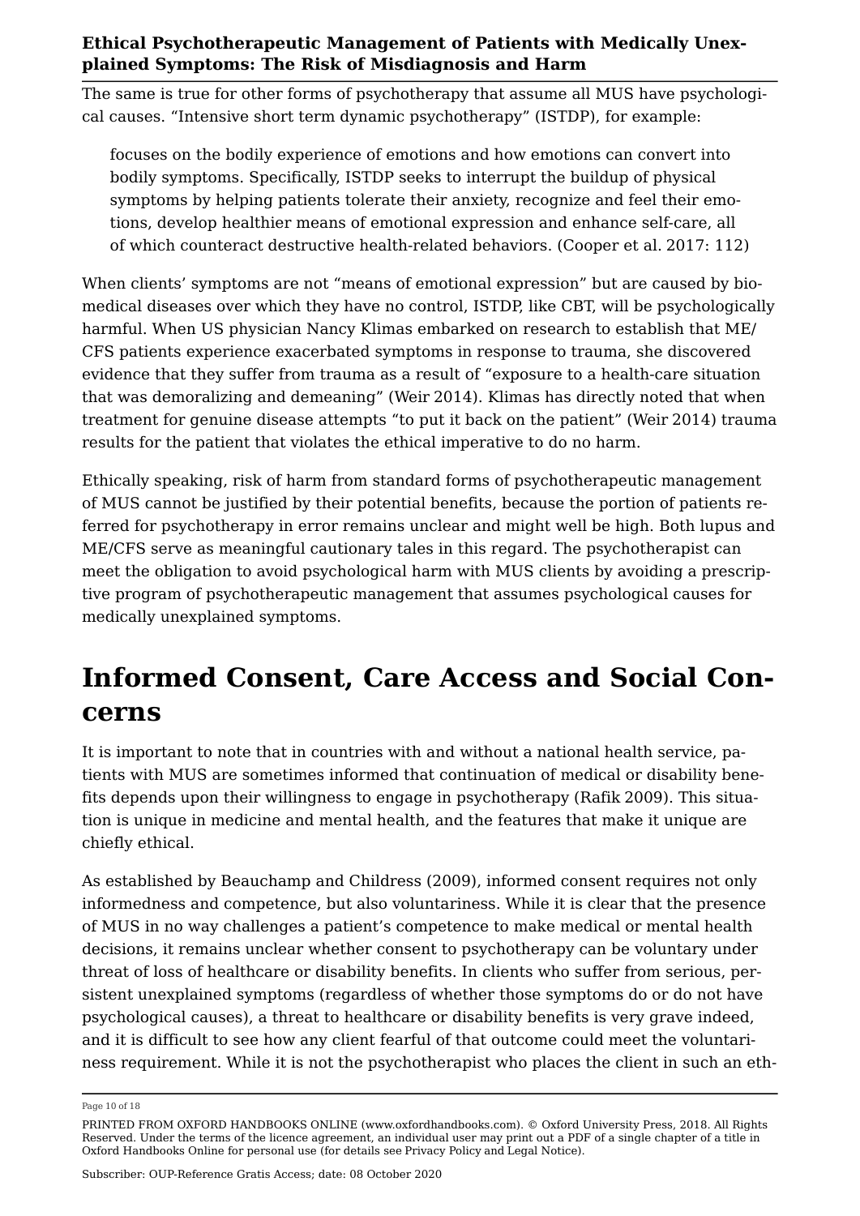The same is true for other forms of psychotherapy that assume all MUS have psychological causes. “Intensive short term dynamic psychotherapy” (ISTDP), for example:

> focuses on the bodily experience of emotions and how emotions can convert into bodily symptoms. Specifically, ISTDP seeks to interrupt the buildup of physical symptoms by helping patients tolerate their anxiety, recognize and feel their emotions, develop healthier means of emotional expression and enhance self-care, all of which counteract destructive health-related behaviors. (Cooper et al. 2017: 112)

When clients’ symptoms are not “means of emotional expression” but are caused by biomedical diseases over which they have no control, ISTDP, like CBT, will be psychologically harmful. When US physician Nancy Klimas embarked on research to establish that ME/CFS patients experience exacerbated symptoms in response to trauma, she discovered evidence that they suffer from trauma as a result of “exposure to a health-care situation that was demoralizing and demeaning” (Weir 2014). Klimas has directly noted that when treatment for genuine disease attempts “to put it back on the patient” (Weir 2014) trauma results for the patient that violates the ethical imperative to do no harm.

Ethically speaking, risk of harm from standard forms of psychotherapeutic management of MUS cannot be justified by their potential benefits, because the portion of patients referred for psychotherapy in error remains unclear and might well be high. Both lupus and ME/CFS serve as meaningful cautionary tales in this regard. The psychotherapist can meet the obligation to avoid psychological harm with MUS clients by avoiding a prescriptive program of psychotherapeutic management that assumes psychological causes for medically unexplained symptoms.

# Informed Consent, Care Access and Social Concerns

It is important to note that in countries with and without a national health service, patients with MUS are sometimes informed that continuation of medical or disability benefits depends upon their willingness to engage in psychotherapy (Rafik 2009). This situation is unique in medicine and mental health, and the features that make it unique are chiefly ethical.

As established by Beauchamp and Childress (2009), informed consent requires not only informedness and competence, but also voluntariness. While it is clear that the presence of MUS in no way challenges a patient’s competence to make medical or mental health decisions, it remains unclear whether consent to psychotherapy can be voluntary under threat of loss of healthcare or disability benefits. In clients who suffer from serious, persistent unexplained symptoms (regardless of whether those symptoms do or do not have psychological causes), a threat to healthcare or disability benefits is very grave indeed, and it is difficult to see how any client fearful of that outcome could meet the voluntariness requirement. While it is not the psychotherapist who places the client in such an eth-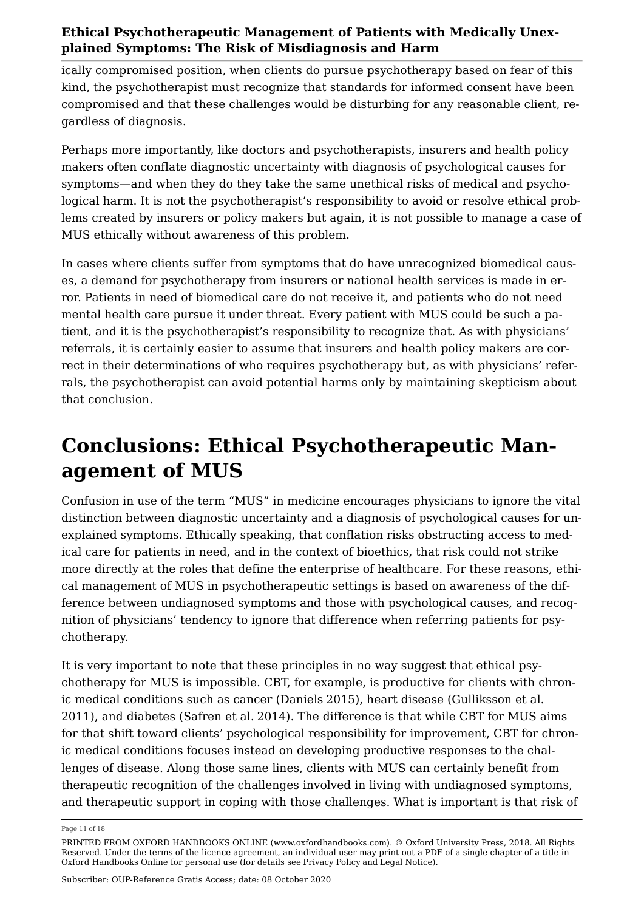ically compromised position, when clients do pursue psychotherapy based on fear of this kind, the psychotherapist must recognize that standards for informed consent have been compromised and that these challenges would be disturbing for any reasonable client, regardless of diagnosis.

Perhaps more importantly, like doctors and psychotherapists, insurers and health policy makers often conflate diagnostic uncertainty with diagnosis of psychological causes for symptoms—and when they do they take the same unethical risks of medical and psychological harm. It is not the psychotherapist's responsibility to avoid or resolve ethical problems created by insurers or policy makers but again, it is not possible to manage a case of MUS ethically without awareness of this problem.

In cases where clients suffer from symptoms that do have unrecognized biomedical causes, a demand for psychotherapy from insurers or national health services is made in error. Patients in need of biomedical care do not receive it, and patients who do not need mental health care pursue it under threat. Every patient with MUS could be such a patient, and it is the psychotherapist's responsibility to recognize that. As with physicians' referrals, it is certainly easier to assume that insurers and health policy makers are correct in their determinations of who requires psychotherapy but, as with physicians' referrals, the psychotherapist can avoid potential harms only by maintaining skepticism about that conclusion.

# Conclusions: Ethical Psychotherapeutic Management of MUS

Confusion in use of the term "MUS" in medicine encourages physicians to ignore the vital distinction between diagnostic uncertainty and a diagnosis of psychological causes for unexplained symptoms. Ethically speaking, that conflation risks obstructing access to medical care for patients in need, and in the context of bioethics, that risk could not strike more directly at the roles that define the enterprise of healthcare. For these reasons, ethical management of MUS in psychotherapeutic settings is based on awareness of the difference between undiagnosed symptoms and those with psychological causes, and recognition of physicians' tendency to ignore that difference when referring patients for psychotherapy.

It is very important to note that these principles in no way suggest that ethical psychotherapy for MUS is impossible. CBT, for example, is productive for clients with chronic medical conditions such as cancer (Daniels 2015), heart disease (Gulliksson et al. 2011), and diabetes (Safren et al. 2014). The difference is that while CBT for MUS aims for that shift toward clients' psychological responsibility for improvement, CBT for chronic medical conditions focuses instead on developing productive responses to the challenges of disease. Along those same lines, clients with MUS can certainly benefit from therapeutic recognition of the challenges involved in living with undiagnosed symptoms, and therapeutic support in coping with those challenges. What is important is that risk of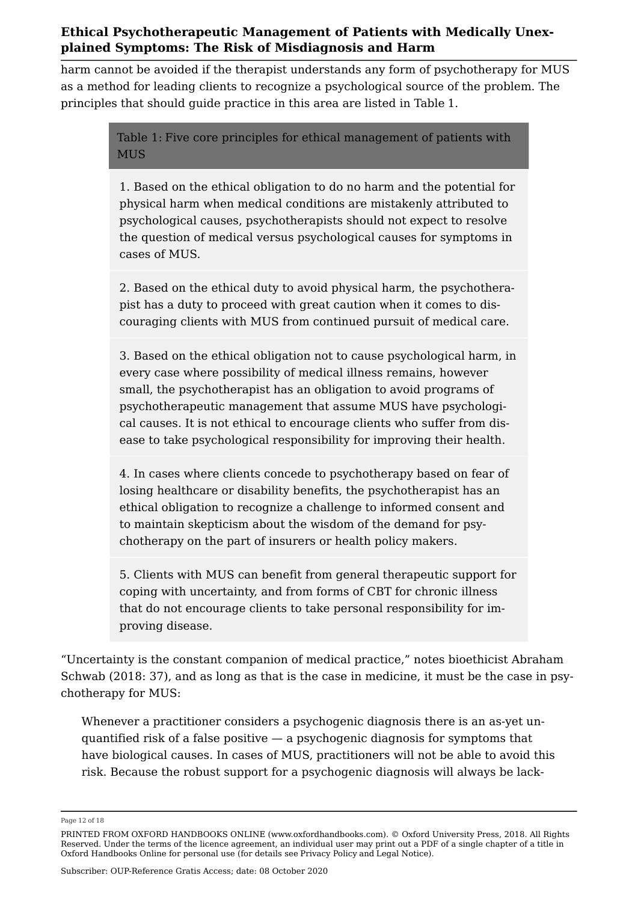harm cannot be avoided if the therapist understands any form of psychotherapy for MUS as a method for leading clients to recognize a psychological source of the problem. The principles that should guide practice in this area are listed in Table 1.

| Table 1: Five core principles for ethical management of patients with MUS |
|---|
| 1. Based on the ethical obligation to do no harm and the potential for physical harm when medical conditions are mistakenly attributed to psychological causes, psychotherapists should not expect to resolve the question of medical versus psychological causes for symptoms in cases of MUS. |
| 2. Based on the ethical duty to avoid physical harm, the psychotherapist has a duty to proceed with great caution when it comes to discouraging clients with MUS from continued pursuit of medical care. |
| 3. Based on the ethical obligation not to cause psychological harm, in every case where possibility of medical illness remains, however small, the psychotherapist has an obligation to avoid programs of psychotherapeutic management that assume MUS have psychological causes. It is not ethical to encourage clients who suffer from disease to take psychological responsibility for improving their health. |
| 4. In cases where clients concede to psychotherapy based on fear of losing healthcare or disability benefits, the psychotherapist has an ethical obligation to recognize a challenge to informed consent and to maintain skepticism about the wisdom of the demand for psychotherapy on the part of insurers or health policy makers. |
| 5. Clients with MUS can benefit from general therapeutic support for coping with uncertainty, and from forms of CBT for chronic illness that do not encourage clients to take personal responsibility for improving disease. |

“Uncertainty is the constant companion of medical practice,” notes bioethicist Abraham Schwab (2018: 37), and as long as that is the case in medicine, it must be the case in psychotherapy for MUS:

> Whenever a practitioner considers a psychogenic diagnosis there is an as-yet unquantified risk of a false positive — a psychogenic diagnosis for symptoms that have biological causes. In cases of MUS, practitioners will not be able to avoid this risk. Because the robust support for a psychogenic diagnosis will always be lack-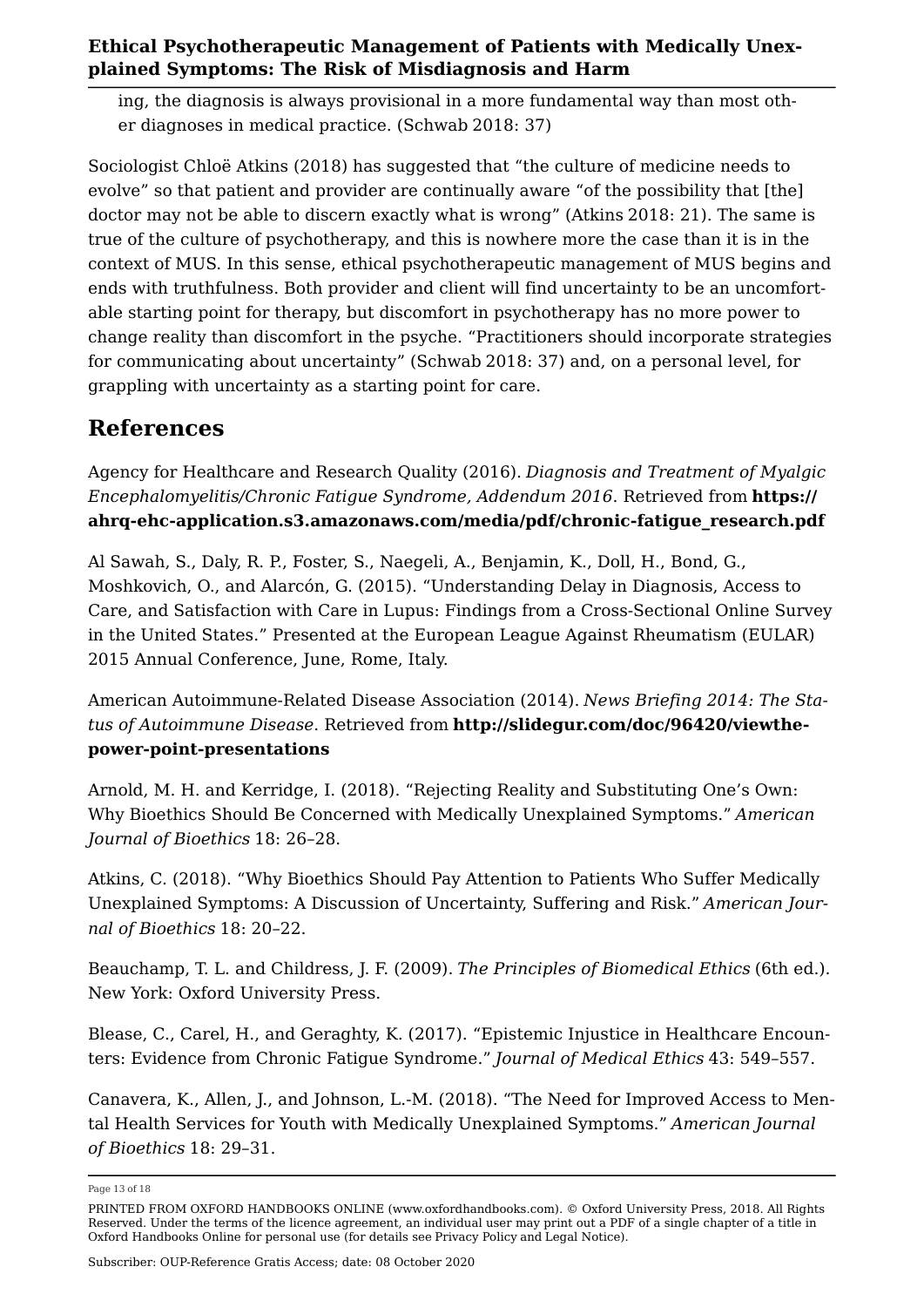ing, the diagnosis is always provisional in a more fundamental way than most other diagnoses in medical practice. (Schwab 2018: 37)

Sociologist Chloë Atkins (2018) has suggested that "the culture of medicine needs to evolve" so that patient and provider are continually aware "of the possibility that [the] doctor may not be able to discern exactly what is wrong" (Atkins 2018: 21). The same is true of the culture of psychotherapy, and this is nowhere more the case than it is in the context of MUS. In this sense, ethical psychotherapeutic management of MUS begins and ends with truthfulness. Both provider and client will find uncertainty to be an uncomfortable starting point for therapy, but discomfort in psychotherapy has no more power to change reality than discomfort in the psyche. "Practitioners should incorporate strategies for communicating about uncertainty" (Schwab 2018: 37) and, on a personal level, for grappling with uncertainty as a starting point for care.

## References

Agency for Healthcare and Research Quality (2016). *Diagnosis and Treatment of Myalgic Encephalomyelitis/Chronic Fatigue Syndrome, Addendum 2016*. Retrieved from **https://ahrq-ehc-application.s3.amazonaws.com/media/pdf/chronic-fatigue_research.pdf**

Al Sawah, S., Daly, R. P., Foster, S., Naegeli, A., Benjamin, K., Doll, H., Bond, G., Moshkovich, O., and Alarcón, G. (2015). "Understanding Delay in Diagnosis, Access to Care, and Satisfaction with Care in Lupus: Findings from a Cross-Sectional Online Survey in the United States." Presented at the European League Against Rheumatism (EULAR) 2015 Annual Conference, June, Rome, Italy.

American Autoimmune-Related Disease Association (2014). *News Briefing 2014: The Status of Autoimmune Disease*. Retrieved from **http://slidegur.com/doc/96420/viewthe-power-point-presentations**

Arnold, M. H. and Kerridge, I. (2018). "Rejecting Reality and Substituting One's Own: Why Bioethics Should Be Concerned with Medically Unexplained Symptoms." *American Journal of Bioethics* 18: 26–28.

Atkins, C. (2018). "Why Bioethics Should Pay Attention to Patients Who Suffer Medically Unexplained Symptoms: A Discussion of Uncertainty, Suffering and Risk." *American Journal of Bioethics* 18: 20–22.

Beauchamp, T. L. and Childress, J. F. (2009). *The Principles of Biomedical Ethics* (6th ed.). New York: Oxford University Press.

Blease, C., Carel, H., and Geraghty, K. (2017). "Epistemic Injustice in Healthcare Encounters: Evidence from Chronic Fatigue Syndrome." *Journal of Medical Ethics* 43: 549–557.

Canavera, K., Allen, J., and Johnson, L.-M. (2018). "The Need for Improved Access to Mental Health Services for Youth with Medically Unexplained Symptoms." *American Journal of Bioethics* 18: 29–31.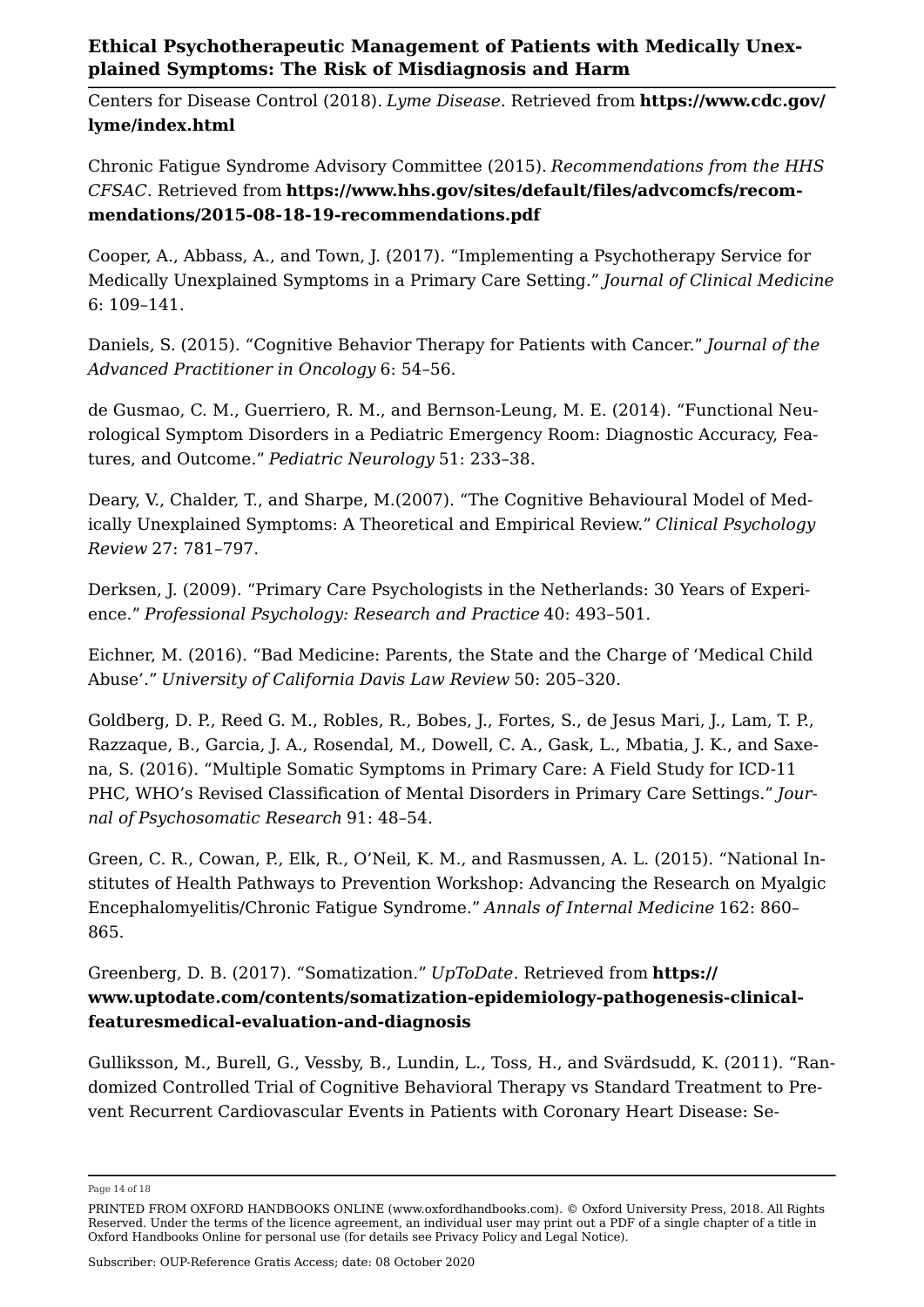Centers for Disease Control (2018). *Lyme Disease*. Retrieved from **https://www.cdc.gov/lyme/index.html**

Chronic Fatigue Syndrome Advisory Committee (2015). *Recommendations from the HHS CFSAC*. Retrieved from **https://www.hhs.gov/sites/default/files/advcomcfs/recommendations/2015-08-18-19-recommendations.pdf**

Cooper, A., Abbass, A., and Town, J. (2017). “Implementing a Psychotherapy Service for Medically Unexplained Symptoms in a Primary Care Setting.” *Journal of Clinical Medicine* 6: 109–141.

Daniels, S. (2015). “Cognitive Behavior Therapy for Patients with Cancer.” *Journal of the Advanced Practitioner in Oncology* 6: 54–56.

de Gusmao, C. M., Guerriero, R. M., and Bernson-Leung, M. E. (2014). “Functional Neurological Symptom Disorders in a Pediatric Emergency Room: Diagnostic Accuracy, Features, and Outcome.” *Pediatric Neurology* 51: 233–38.

Deary, V., Chalder, T., and Sharpe, M.(2007). “The Cognitive Behavioural Model of Medically Unexplained Symptoms: A Theoretical and Empirical Review.” *Clinical Psychology Review* 27: 781–797.

Derksen, J. (2009). “Primary Care Psychologists in the Netherlands: 30 Years of Experience.” *Professional Psychology: Research and Practice* 40: 493–501.

Eichner, M. (2016). “Bad Medicine: Parents, the State and the Charge of ‘Medical Child Abuse’.” *University of California Davis Law Review* 50: 205–320.

Goldberg, D. P., Reed G. M., Robles, R., Bobes, J., Fortes, S., de Jesus Mari, J., Lam, T. P., Razzaque, B., Garcia, J. A., Rosendal, M., Dowell, C. A., Gask, L., Mbatia, J. K., and Saxena, S. (2016). “Multiple Somatic Symptoms in Primary Care: A Field Study for ICD-11 PHC, WHO’s Revised Classification of Mental Disorders in Primary Care Settings.” *Journal of Psychosomatic Research* 91: 48–54.

Green, C. R., Cowan, P., Elk, R., O’Neil, K. M., and Rasmussen, A. L. (2015). “National Institutes of Health Pathways to Prevention Workshop: Advancing the Research on Myalgic Encephalomyelitis/Chronic Fatigue Syndrome.” *Annals of Internal Medicine* 162: 860–865.

Greenberg, D. B. (2017). “Somatization.” *UpToDate*. Retrieved from **https://www.uptodate.com/contents/somatization-epidemiology-pathogenesis-clinical-featuresmedical-evaluation-and-diagnosis**

Gulliksson, M., Burell, G., Vessby, B., Lundin, L., Toss, H., and Svärdsudd, K. (2011). “Randomized Controlled Trial of Cognitive Behavioral Therapy vs Standard Treatment to Prevent Recurrent Cardiovascular Events in Patients with Coronary Heart Disease: Se-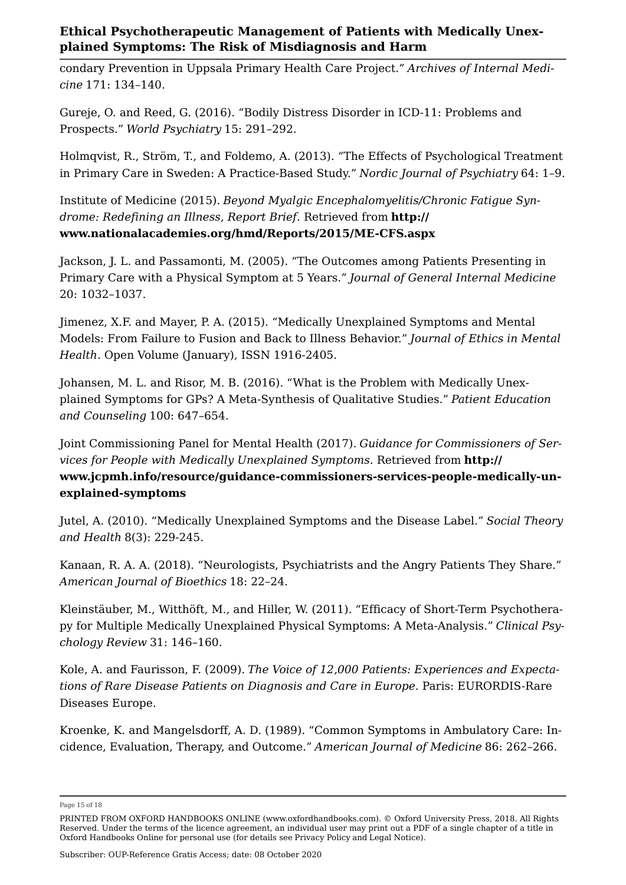condary Prevention in Uppsala Primary Health Care Project." *Archives of Internal Medicine* 171: 134–140.

Gureje, O. and Reed, G. (2016). "Bodily Distress Disorder in ICD-11: Problems and Prospects." *World Psychiatry* 15: 291–292.

Holmqvist, R., Ström, T., and Foldemo, A. (2013). "The Effects of Psychological Treatment in Primary Care in Sweden: A Practice-Based Study." *Nordic Journal of Psychiatry* 64: 1–9.

Institute of Medicine (2015). *Beyond Myalgic Encephalomyelitis/Chronic Fatigue Syndrome: Redefining an Illness, Report Brief*. Retrieved from **http://www.nationalacademies.org/hmd/Reports/2015/ME-CFS.aspx**

Jackson, J. L. and Passamonti, M. (2005). "The Outcomes among Patients Presenting in Primary Care with a Physical Symptom at 5 Years." *Journal of General Internal Medicine* 20: 1032–1037.

Jimenez, X.F. and Mayer, P. A. (2015). "Medically Unexplained Symptoms and Mental Models: From Failure to Fusion and Back to Illness Behavior." *Journal of Ethics in Mental Health*. Open Volume (January), ISSN 1916-2405.

Johansen, M. L. and Risor, M. B. (2016). "What is the Problem with Medically Unexplained Symptoms for GPs? A Meta-Synthesis of Qualitative Studies." *Patient Education and Counseling* 100: 647–654.

Joint Commissioning Panel for Mental Health (2017). *Guidance for Commissioners of Services for People with Medically Unexplained Symptoms*. Retrieved from **http://www.jcpmh.info/resource/guidance-commissioners-services-people-medically-unexplained-symptoms**

Jutel, A. (2010). "Medically Unexplained Symptoms and the Disease Label." *Social Theory and Health* 8(3): 229-245.

Kanaan, R. A. A. (2018). "Neurologists, Psychiatrists and the Angry Patients They Share." *American Journal of Bioethics* 18: 22–24.

Kleinstäuber, M., Witthöft, M., and Hiller, W. (2011). "Efficacy of Short-Term Psychotherapy for Multiple Medically Unexplained Physical Symptoms: A Meta-Analysis." *Clinical Psychology Review* 31: 146–160.

Kole, A. and Faurisson, F. (2009). *The Voice of 12,000 Patients: Experiences and Expectations of Rare Disease Patients on Diagnosis and Care in Europe*. Paris: EURORDIS-Rare Diseases Europe.

Kroenke, K. and Mangelsdorff, A. D. (1989). "Common Symptoms in Ambulatory Care: Incidence, Evaluation, Therapy, and Outcome." *American Journal of Medicine* 86: 262–266.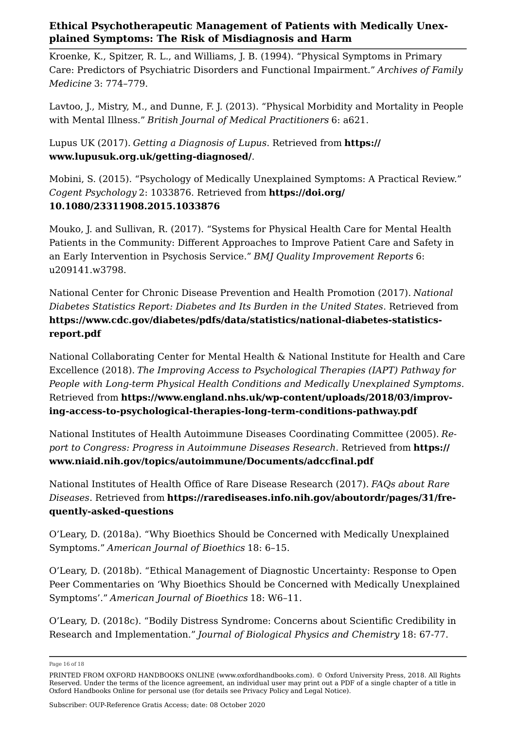Kroenke, K., Spitzer, R. L., and Williams, J. B. (1994). “Physical Symptoms in Primary Care: Predictors of Psychiatric Disorders and Functional Impairment.” *Archives of Family Medicine* 3: 774–779.

Lavtoo, J., Mistry, M., and Dunne, F. J. (2013). “Physical Morbidity and Mortality in People with Mental Illness.” *British Journal of Medical Practitioners* 6: a621.

Lupus UK (2017). *Getting a Diagnosis of Lupus*. Retrieved from **https://www.lupusuk.org.uk/getting-diagnosed/**.

Mobini, S. (2015). “Psychology of Medically Unexplained Symptoms: A Practical Review.” *Cogent Psychology* 2: 1033876. Retrieved from **https://doi.org/10.1080/23311908.2015.1033876**

Mouko, J. and Sullivan, R. (2017). “Systems for Physical Health Care for Mental Health Patients in the Community: Different Approaches to Improve Patient Care and Safety in an Early Intervention in Psychosis Service.” *BMJ Quality Improvement Reports* 6: u209141.w3798.

National Center for Chronic Disease Prevention and Health Promotion (2017). *National Diabetes Statistics Report: Diabetes and Its Burden in the United States*. Retrieved from **https://www.cdc.gov/diabetes/pdfs/data/statistics/national-diabetes-statistics-report.pdf**

National Collaborating Center for Mental Health & National Institute for Health and Care Excellence (2018). *The Improving Access to Psychological Therapies (IAPT) Pathway for People with Long-term Physical Health Conditions and Medically Unexplained Symptoms*. Retrieved from **https://www.england.nhs.uk/wp-content/uploads/2018/03/improving-access-to-psychological-therapies-long-term-conditions-pathway.pdf**

National Institutes of Health Autoimmune Diseases Coordinating Committee (2005). *Report to Congress: Progress in Autoimmune Diseases Research*. Retrieved from **https://www.niaid.nih.gov/topics/autoimmune/Documents/adccfinal.pdf**

National Institutes of Health Office of Rare Disease Research (2017). *FAQs about Rare Diseases*. Retrieved from **https://rarediseases.info.nih.gov/aboutordr/pages/31/frequently-asked-questions**

O’Leary, D. (2018a). “Why Bioethics Should be Concerned with Medically Unexplained Symptoms.” *American Journal of Bioethics* 18: 6–15.

O’Leary, D. (2018b). “Ethical Management of Diagnostic Uncertainty: Response to Open Peer Commentaries on ‘Why Bioethics Should be Concerned with Medically Unexplained Symptoms’.” *American Journal of Bioethics* 18: W6–11.

O’Leary, D. (2018c). “Bodily Distress Syndrome: Concerns about Scientific Credibility in Research and Implementation.” *Journal of Biological Physics and Chemistry* 18: 67-77.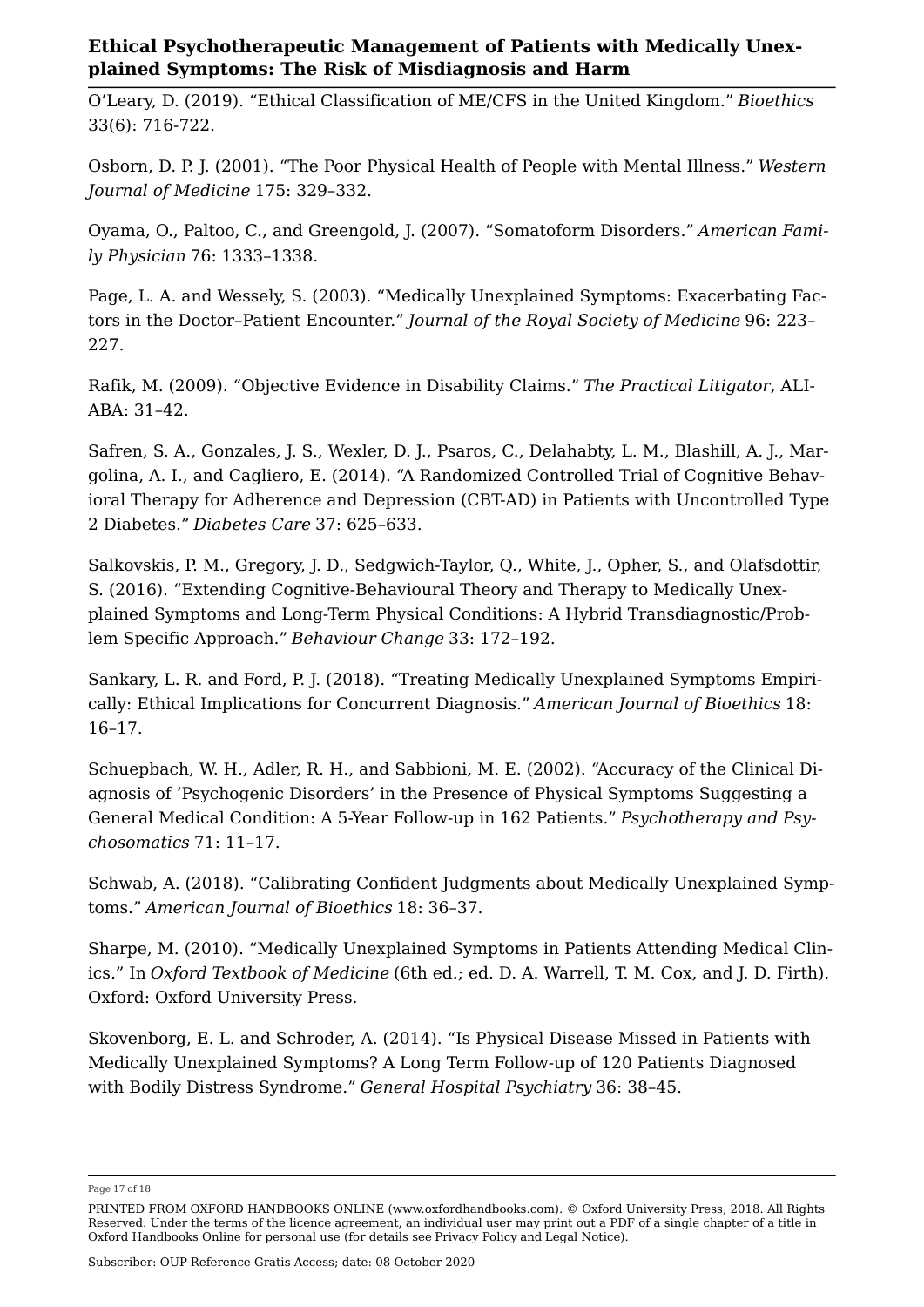O'Leary, D. (2019). "Ethical Classification of ME/CFS in the United Kingdom." *Bioethics* 33(6): 716-722.

Osborn, D. P. J. (2001). "The Poor Physical Health of People with Mental Illness." *Western Journal of Medicine* 175: 329–332.

Oyama, O., Paltoo, C., and Greengold, J. (2007). "Somatoform Disorders." *American Family Physician* 76: 1333–1338.

Page, L. A. and Wessely, S. (2003). "Medically Unexplained Symptoms: Exacerbating Factors in the Doctor–Patient Encounter." *Journal of the Royal Society of Medicine* 96: 223–227.

Rafik, M. (2009). "Objective Evidence in Disability Claims." *The Practical Litigator*, ALI-ABA: 31–42.

Safren, S. A., Gonzales, J. S., Wexler, D. J., Psaros, C., Delahabty, L. M., Blashill, A. J., Margolina, A. I., and Cagliero, E. (2014). "A Randomized Controlled Trial of Cognitive Behavioral Therapy for Adherence and Depression (CBT-AD) in Patients with Uncontrolled Type 2 Diabetes." *Diabetes Care* 37: 625–633.

Salkovskis, P. M., Gregory, J. D., Sedgwich-Taylor, Q., White, J., Opher, S., and Olafsdottir, S. (2016). "Extending Cognitive-Behavioural Theory and Therapy to Medically Unexplained Symptoms and Long-Term Physical Conditions: A Hybrid Transdiagnostic/Problem Specific Approach." *Behaviour Change* 33: 172–192.

Sankary, L. R. and Ford, P. J. (2018). "Treating Medically Unexplained Symptoms Empirically: Ethical Implications for Concurrent Diagnosis." *American Journal of Bioethics* 18: 16–17.

Schuepbach, W. H., Adler, R. H., and Sabbioni, M. E. (2002). "Accuracy of the Clinical Diagnosis of 'Psychogenic Disorders' in the Presence of Physical Symptoms Suggesting a General Medical Condition: A 5-Year Follow-up in 162 Patients." *Psychotherapy and Psychosomatics* 71: 11–17.

Schwab, A. (2018). "Calibrating Confident Judgments about Medically Unexplained Symptoms." *American Journal of Bioethics* 18: 36–37.

Sharpe, M. (2010). "Medically Unexplained Symptoms in Patients Attending Medical Clinics." In *Oxford Textbook of Medicine* (6th ed.; ed. D. A. Warrell, T. M. Cox, and J. D. Firth). Oxford: Oxford University Press.

Skovenborg, E. L. and Schroder, A. (2014). "Is Physical Disease Missed in Patients with Medically Unexplained Symptoms? A Long Term Follow-up of 120 Patients Diagnosed with Bodily Distress Syndrome." *General Hospital Psychiatry* 36: 38–45.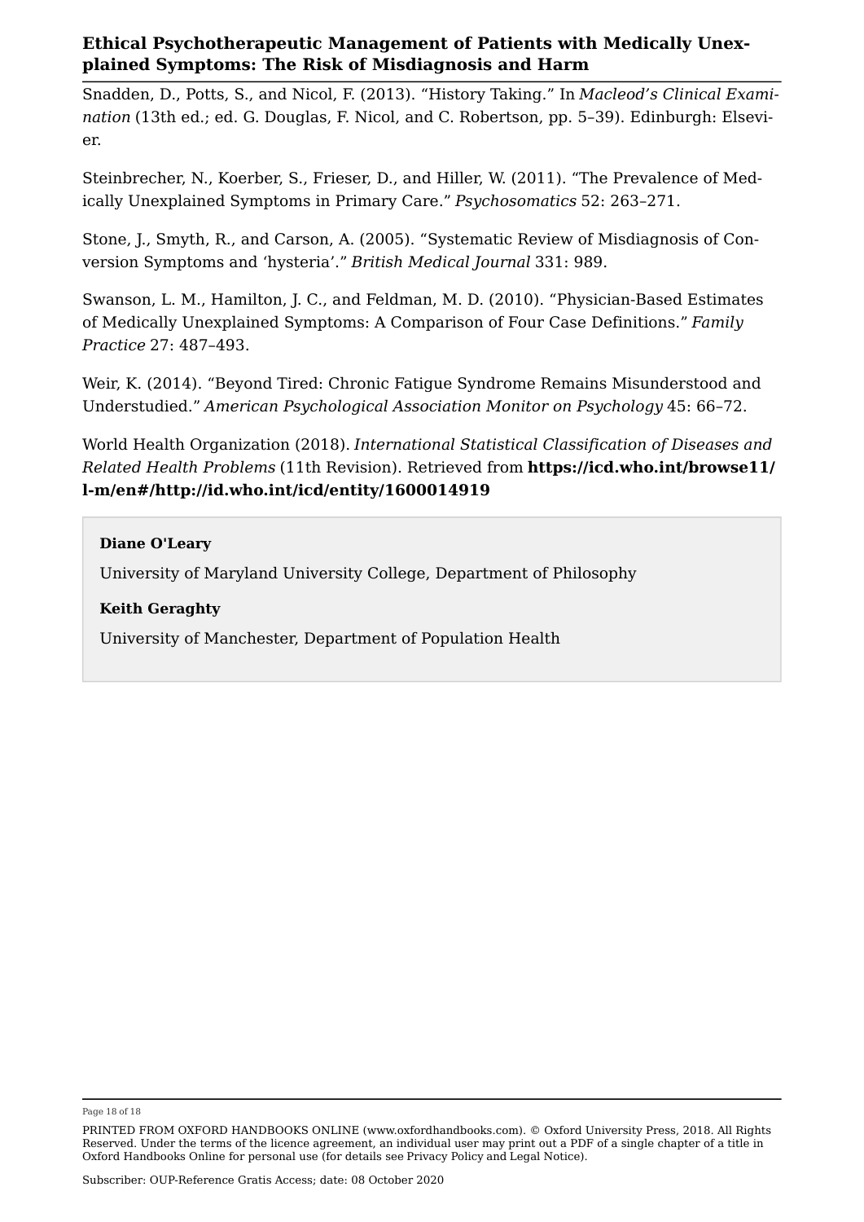Snadden, D., Potts, S., and Nicol, F. (2013). “History Taking.” In *Macleod’s Clinical Examination* (13th ed.; ed. G. Douglas, F. Nicol, and C. Robertson, pp. 5–39). Edinburgh: Elsevier.

Steinbrecher, N., Koerber, S., Frieser, D., and Hiller, W. (2011). “The Prevalence of Medically Unexplained Symptoms in Primary Care.” *Psychosomatics* 52: 263–271.

Stone, J., Smyth, R., and Carson, A. (2005). “Systematic Review of Misdiagnosis of Conversion Symptoms and ‘hysteria’.” *British Medical Journal* 331: 989.

Swanson, L. M., Hamilton, J. C., and Feldman, M. D. (2010). “Physician-Based Estimates of Medically Unexplained Symptoms: A Comparison of Four Case Definitions.” *Family Practice* 27: 487–493.

Weir, K. (2014). “Beyond Tired: Chronic Fatigue Syndrome Remains Misunderstood and Understudied.” *American Psychological Association Monitor on Psychology* 45: 66–72.

World Health Organization (2018). *International Statistical Classification of Diseases and Related Health Problems* (11th Revision). Retrieved from **https://icd.who.int/browse11/l-m/en#/http://id.who.int/icd/entity/1600014919**

**Diane O'Leary**

University of Maryland University College, Department of Philosophy

**Keith Geraghty**

University of Manchester, Department of Population Health